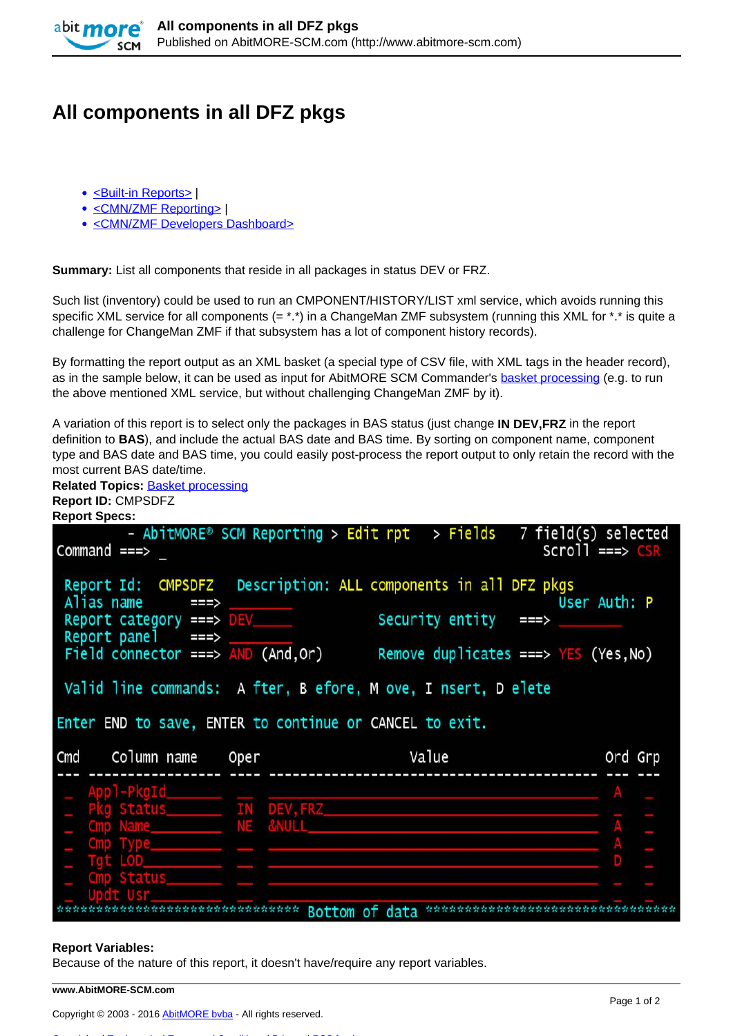# All components in all DFZ pkgs

- <Built-in Reports> |
- <CMN/ZMF Reporting> |
- <CMN/ZMF Developers Dashboard>

**Summary:** List all components that reside in all packages in status DEV or FRZ.

Such list (inventory) could be used to run an CMPONENT/HISTORY/LIST xml service, which avoids running this specific XML service for all components (= *.*) in a ChangeMan ZMF subsystem (running this XML for *.* is quite a challenge for ChangeMan ZMF if that subsystem has a lot of component history records).

By formatting the report output as an XML basket (a special type of CSV file, with XML tags in the header record), as in the sample below, it can be used as input for AbitMORE SCM Commander's basket processing (e.g. to run the above mentioned XML service, but without challenging ChangeMan ZMF by it).

A variation of this report is to select only the packages in BAS status (just change **IN DEV,FRZ** in the report definition to **BAS**), and include the actual BAS date and BAS time. By sorting on component name, component type and BAS date and BAS time, you could easily post-process the report output to only retain the record with the most current BAS date/time.

**Related Topics:** Basket processing
**Report ID:** CMPSDFZ
**Report Specs:**

```
  - AbitMORE® SCM Reporting > Edit rpt   > Fields    7 field(s) selected
Command ===> _                                             Scroll ===> CSR

 Report Id:  CMPSDFZ   Description: ALL components in all DFZ pkgs
 Alias name        ===> ________                               User Auth: P
 Report category   ===> DEV_____          Security entity    ===> ________
 Report panel      ===> ________
 Field connector   ===> AND (And,Or)      Remove duplicates ===> YES (Yes,No)

 Valid line commands:  A fter, B efore, M ove, I nsert, D elete

Enter END to save, ENTER to continue or CANCEL to exit.

Cmd   Column name    Oper                Value                       Ord Grp
--- ---------------- ---- ---------------------------------------- --- ---
 _   Appl-PkgId______ __   ________________________________________ A   _
 _   Pkg Status______ IN   DEV,FRZ_________________________________ _   _
 _   Cmp Name________ NE   &NULL___________________________________ A   _
 _   Cmp Type________ __   ________________________________________ A   _
 _   Tgt LOD_________ __   ________________________________________ D   _
 _   Cmp Status______ __   ________________________________________ _   _
 _   Updt Usr________ __   ________________________________________ _   _
******************************** Bottom of data ********************************
```

**Report Variables:**
Because of the nature of this report, it doesn't have/require any report variables.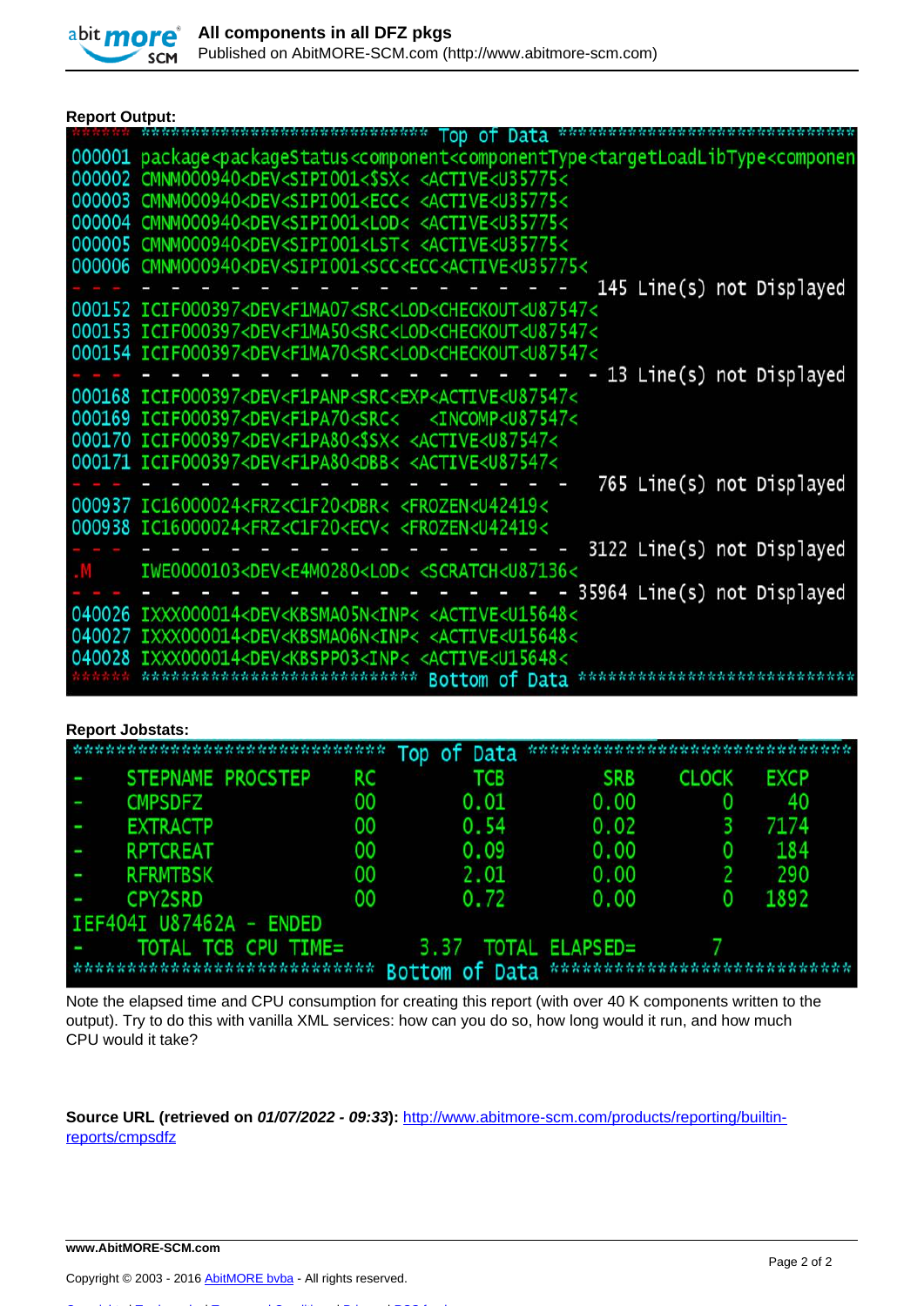**Report Output:**

```
****** ****************************** Top of Data ******************************
000001 package<packageStatus<component<componentType<targetLoadLibType<componen
000002 CMNM000940<DEV<SIPI001<$SX< <ACTIVE<U35775<
000003 CMNM000940<DEV<SIPI001<ECC< <ACTIVE<U35775<
000004 CMNM000940<DEV<SIPI001<LOD< <ACTIVE<U35775<
000005 CMNM000940<DEV<SIPI001<LST< <ACTIVE<U35775<
000006 CMNM000940<DEV<SIPI001<SCC<ECC<ACTIVE<U35775<
 - - -  - - - - - - - - - - - - - - - - - - -   145 Line(s) not Displayed
000152 ICIF000397<DEV<F1MA07<SRC<LOD<CHECKOUT<U87547<
000153 ICIF000397<DEV<F1MA50<SRC<LOD<CHECKOUT<U87547<
000154 ICIF000397<DEV<F1MA70<SRC<LOD<CHECKOUT<U87547<
 - - -  - - - - - - - - - - - - - - - - - - - - 13 Line(s) not Displayed
000168 ICIF000397<DEV<F1PANP<SRC<EXP<ACTIVE<U87547<
000169 ICIF000397<DEV<F1PA70<SRC<    <INCOMP<U87547<
000170 ICIF000397<DEV<F1PA80<$SX< <ACTIVE<U87547<
000171 ICIF000397<DEV<F1PA80<DBB< <ACTIVE<U87547<
 - - -  - - - - - - - - - - - - - - - - - - -   765 Line(s) not Displayed
000937 IC16000024<FRZ<C1F20<DBR< <FROZEN<U42419<
000938 IC16000024<FRZ<C1F20<ECV< <FROZEN<U42419<
 - - -  - - - - - - - - - - - - - - - - - - -  3122 Line(s) not Displayed
.M     IWE0000103<DEV<E4M0280<LOD< <SCRATCH<U87136<
 - - -  - - - - - - - - - - - - - - - - - - - 35964 Line(s) not Displayed
040026 IXXX000014<DEV<KBSMA05N<INP< <ACTIVE<U15648<
040027 IXXX000014<DEV<KBSMA06N<INP< <ACTIVE<U15648<
040028 IXXX000014<DEV<KBSPP03<INP< <ACTIVE<U15648<
****** **************************** Bottom of Data ****************************
```

**Report Jobstats:**

```
****************************** Top of Data ******************************
-    STEPNAME PROCSTEP    RC        TCB       SRB    CLOCK    EXCP
-    CMPSDFZ              00       0.01      0.00        0      40
-    EXTRACTP             00       0.54      0.02        3    7174
-    RPTCREAT             00       0.09      0.00        0     184
-    RFRMTBSK             00       2.01      0.00        2     290
-    CPY2SRD              00       0.72      0.00        0    1892
IEF404I U87462A - ENDED
-     TOTAL TCB CPU TIME=       3.37  TOTAL ELAPSED=       7
**************************** Bottom of Data ****************************
```

Note the elapsed time and CPU consumption for creating this report (with over 40 K components written to the output). Try to do this with vanilla XML services: how can you do so, how long would it run, and how much CPU would it take?

**Source URL (retrieved on *01/07/2022 - 09:33*):** [http://www.abitmore-scm.com/products/reporting/builtin-reports/cmpsdfz](http://www.abitmore-scm.com/products/reporting/builtin-reports/cmpsdfz)